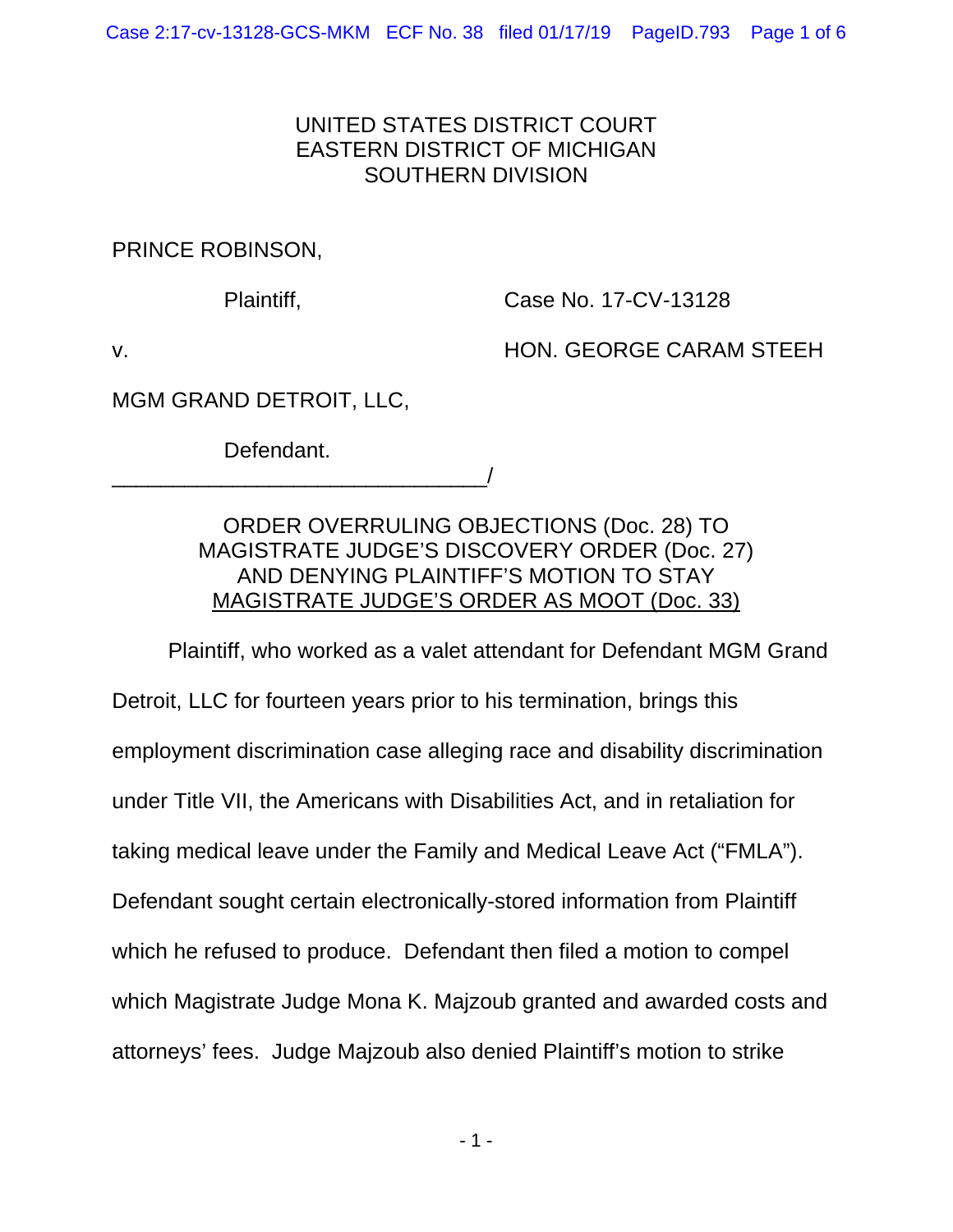UNITED STATES DISTRICT COURT
EASTERN DISTRICT OF MICHIGAN
SOUTHERN DIVISION

PRINCE ROBINSON,

Plaintiff,

Case No. 17-CV-13128

v.

HON. GEORGE CARAM STEEH

MGM GRAND DETROIT, LLC,

Defendant.

_______________________________/

## ORDER OVERRULING OBJECTIONS (Doc. 28) TO MAGISTRATE JUDGE'S DISCOVERY ORDER (Doc. 27) AND DENYING PLAINTIFF'S MOTION TO STAY MAGISTRATE JUDGE'S ORDER AS MOOT (Doc. 33)

Plaintiff, who worked as a valet attendant for Defendant MGM Grand Detroit, LLC for fourteen years prior to his termination, brings this employment discrimination case alleging race and disability discrimination under Title VII, the Americans with Disabilities Act, and in retaliation for taking medical leave under the Family and Medical Leave Act ("FMLA"). Defendant sought certain electronically-stored information from Plaintiff which he refused to produce. Defendant then filed a motion to compel which Magistrate Judge Mona K. Majzoub granted and awarded costs and attorneys' fees. Judge Majzoub also denied Plaintiff's motion to strike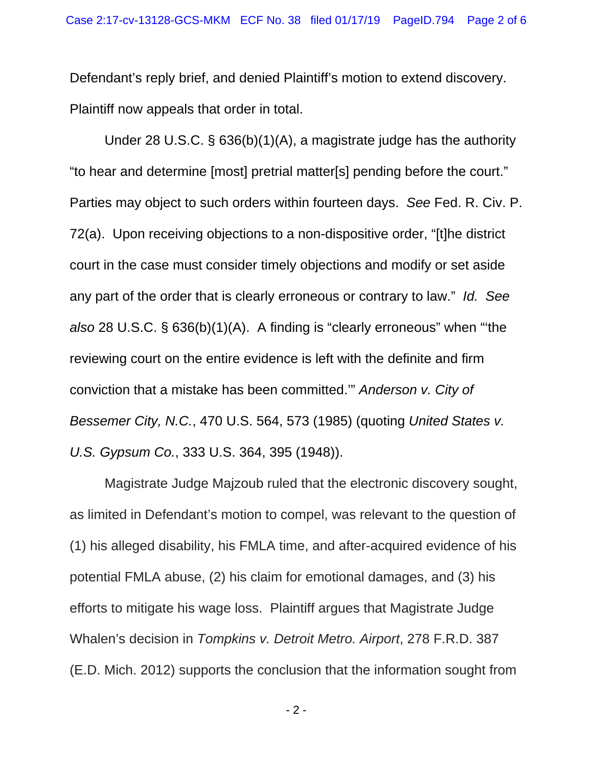Defendant's reply brief, and denied Plaintiff's motion to extend discovery. Plaintiff now appeals that order in total.

Under 28 U.S.C. § 636(b)(1)(A), a magistrate judge has the authority "to hear and determine [most] pretrial matter[s] pending before the court." Parties may object to such orders within fourteen days. *See* Fed. R. Civ. P. 72(a). Upon receiving objections to a non-dispositive order, "[t]he district court in the case must consider timely objections and modify or set aside any part of the order that is clearly erroneous or contrary to law." *Id. See also* 28 U.S.C. § 636(b)(1)(A). A finding is "clearly erroneous" when "'the reviewing court on the entire evidence is left with the definite and firm conviction that a mistake has been committed.'" *Anderson v. City of Bessemer City, N.C.*, 470 U.S. 564, 573 (1985) (quoting *United States v. U.S. Gypsum Co.*, 333 U.S. 364, 395 (1948)).

Magistrate Judge Majzoub ruled that the electronic discovery sought, as limited in Defendant's motion to compel, was relevant to the question of (1) his alleged disability, his FMLA time, and after-acquired evidence of his potential FMLA abuse, (2) his claim for emotional damages, and (3) his efforts to mitigate his wage loss. Plaintiff argues that Magistrate Judge Whalen's decision in *Tompkins v. Detroit Metro. Airport*, 278 F.R.D. 387 (E.D. Mich. 2012) supports the conclusion that the information sought from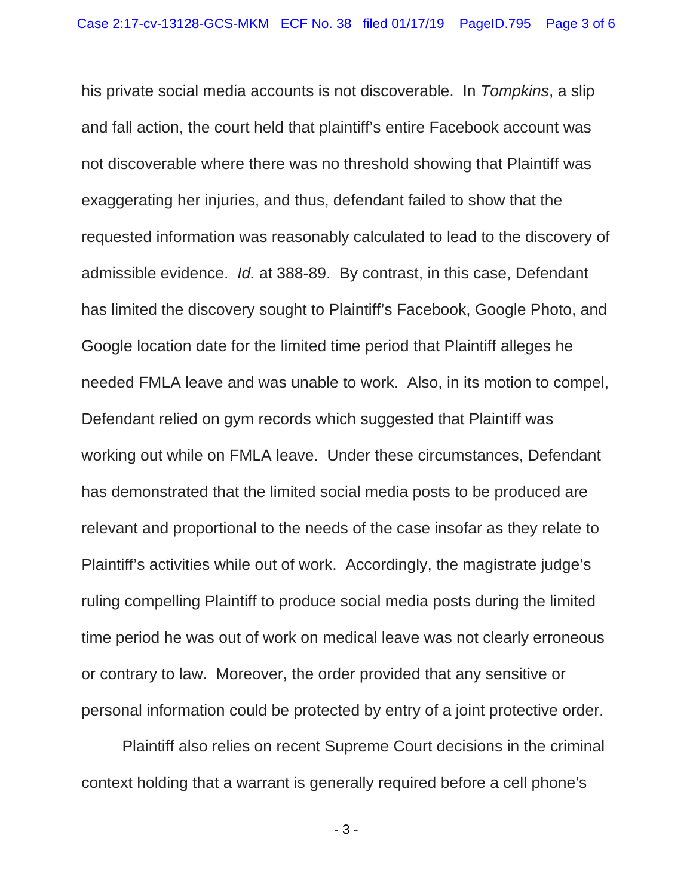his private social media accounts is not discoverable. In *Tompkins*, a slip and fall action, the court held that plaintiff's entire Facebook account was not discoverable where there was no threshold showing that Plaintiff was exaggerating her injuries, and thus, defendant failed to show that the requested information was reasonably calculated to lead to the discovery of admissible evidence. *Id.* at 388-89. By contrast, in this case, Defendant has limited the discovery sought to Plaintiff's Facebook, Google Photo, and Google location date for the limited time period that Plaintiff alleges he needed FMLA leave and was unable to work. Also, in its motion to compel, Defendant relied on gym records which suggested that Plaintiff was working out while on FMLA leave. Under these circumstances, Defendant has demonstrated that the limited social media posts to be produced are relevant and proportional to the needs of the case insofar as they relate to Plaintiff's activities while out of work. Accordingly, the magistrate judge's ruling compelling Plaintiff to produce social media posts during the limited time period he was out of work on medical leave was not clearly erroneous or contrary to law. Moreover, the order provided that any sensitive or personal information could be protected by entry of a joint protective order.

Plaintiff also relies on recent Supreme Court decisions in the criminal context holding that a warrant is generally required before a cell phone's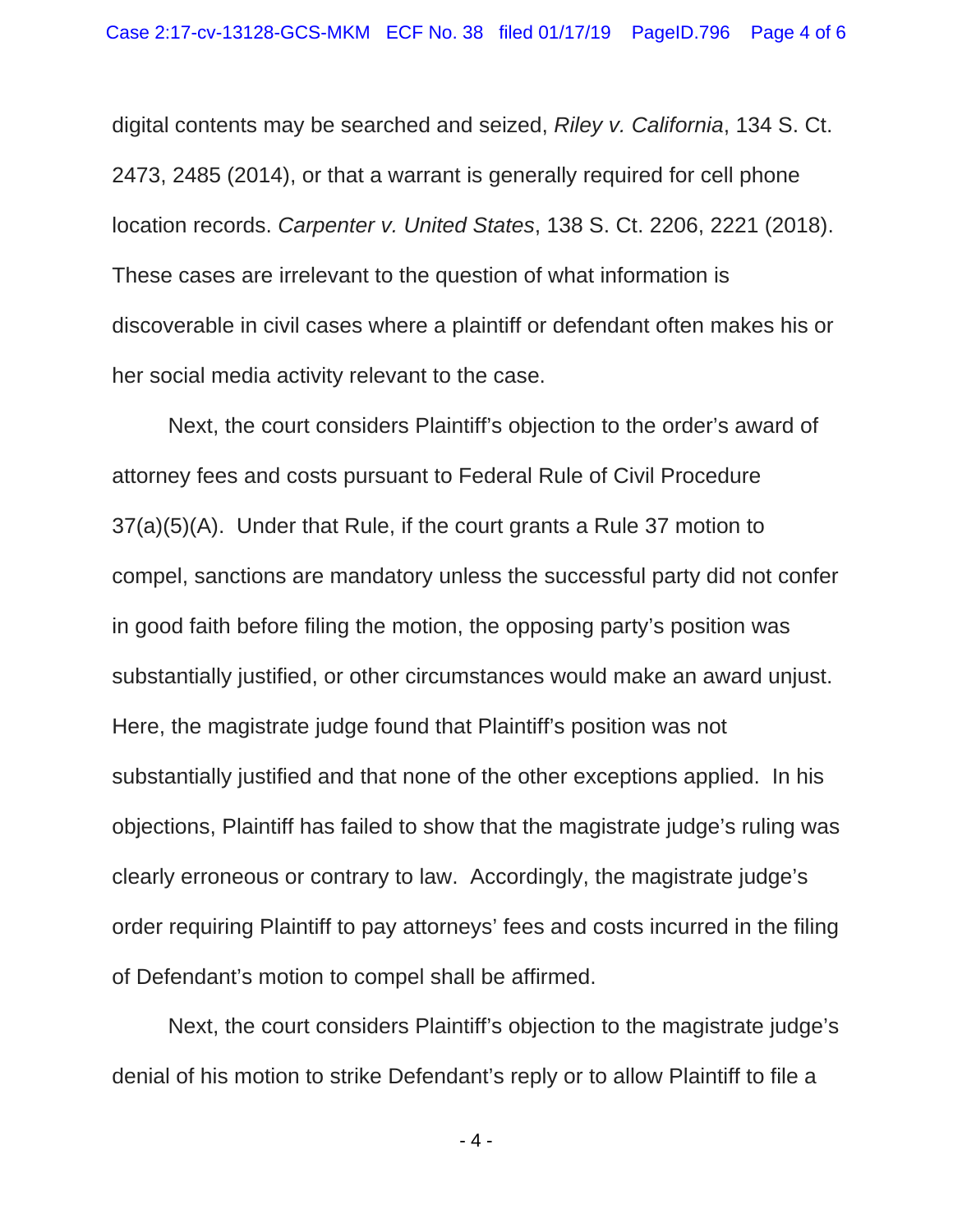digital contents may be searched and seized, *Riley v. California*, 134 S. Ct. 2473, 2485 (2014), or that a warrant is generally required for cell phone location records. *Carpenter v. United States*, 138 S. Ct. 2206, 2221 (2018). These cases are irrelevant to the question of what information is discoverable in civil cases where a plaintiff or defendant often makes his or her social media activity relevant to the case.

Next, the court considers Plaintiff's objection to the order's award of attorney fees and costs pursuant to Federal Rule of Civil Procedure 37(a)(5)(A). Under that Rule, if the court grants a Rule 37 motion to compel, sanctions are mandatory unless the successful party did not confer in good faith before filing the motion, the opposing party's position was substantially justified, or other circumstances would make an award unjust. Here, the magistrate judge found that Plaintiff's position was not substantially justified and that none of the other exceptions applied. In his objections, Plaintiff has failed to show that the magistrate judge's ruling was clearly erroneous or contrary to law. Accordingly, the magistrate judge's order requiring Plaintiff to pay attorneys' fees and costs incurred in the filing of Defendant's motion to compel shall be affirmed.

Next, the court considers Plaintiff's objection to the magistrate judge's denial of his motion to strike Defendant's reply or to allow Plaintiff to file a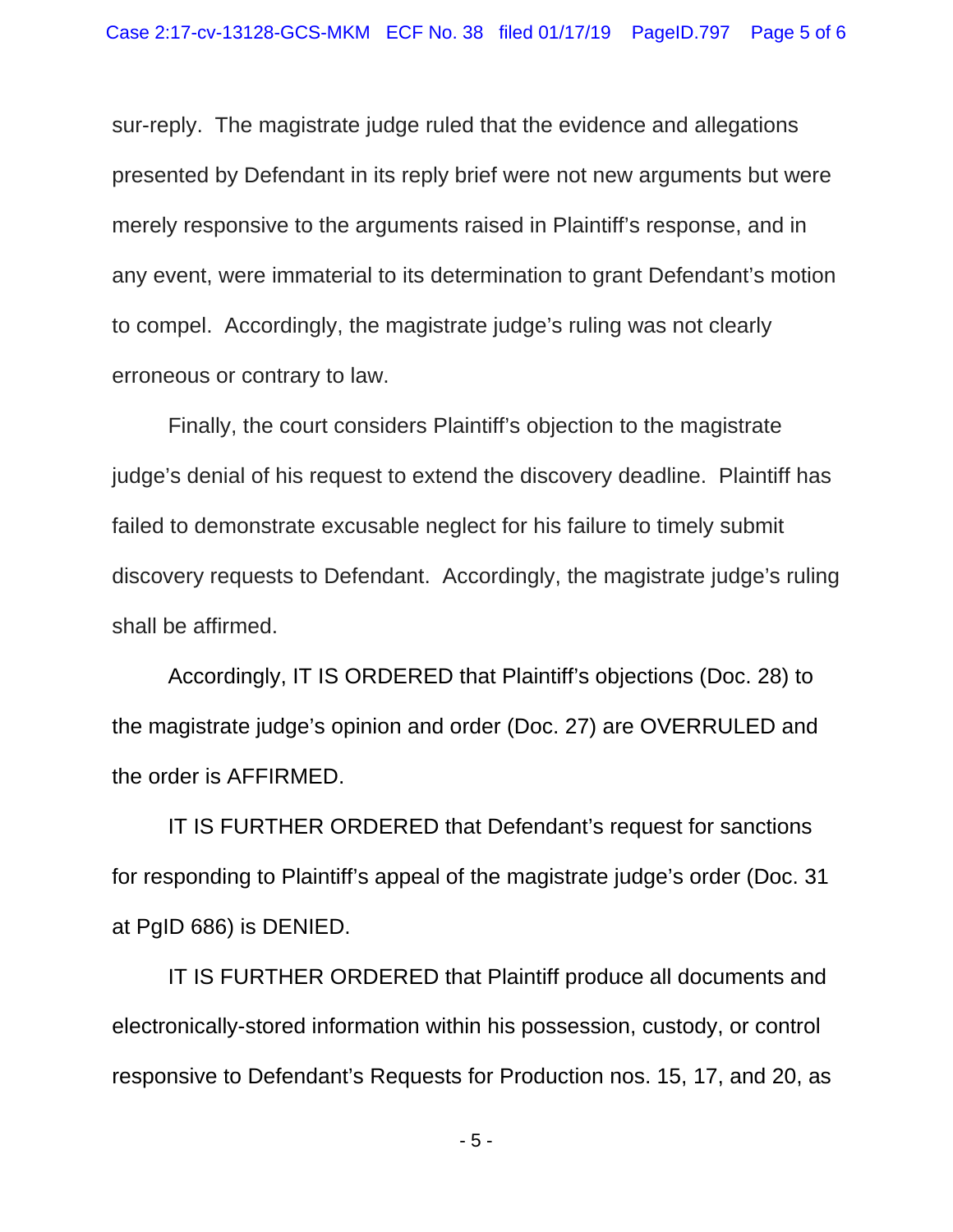sur-reply. The magistrate judge ruled that the evidence and allegations presented by Defendant in its reply brief were not new arguments but were merely responsive to the arguments raised in Plaintiff's response, and in any event, were immaterial to its determination to grant Defendant's motion to compel. Accordingly, the magistrate judge's ruling was not clearly erroneous or contrary to law.

Finally, the court considers Plaintiff's objection to the magistrate judge's denial of his request to extend the discovery deadline. Plaintiff has failed to demonstrate excusable neglect for his failure to timely submit discovery requests to Defendant. Accordingly, the magistrate judge's ruling shall be affirmed.

Accordingly, IT IS ORDERED that Plaintiff's objections (Doc. 28) to the magistrate judge's opinion and order (Doc. 27) are OVERRULED and the order is AFFIRMED.

IT IS FURTHER ORDERED that Defendant's request for sanctions for responding to Plaintiff's appeal of the magistrate judge's order (Doc. 31 at PgID 686) is DENIED.

IT IS FURTHER ORDERED that Plaintiff produce all documents and electronically-stored information within his possession, custody, or control responsive to Defendant's Requests for Production nos. 15, 17, and 20, as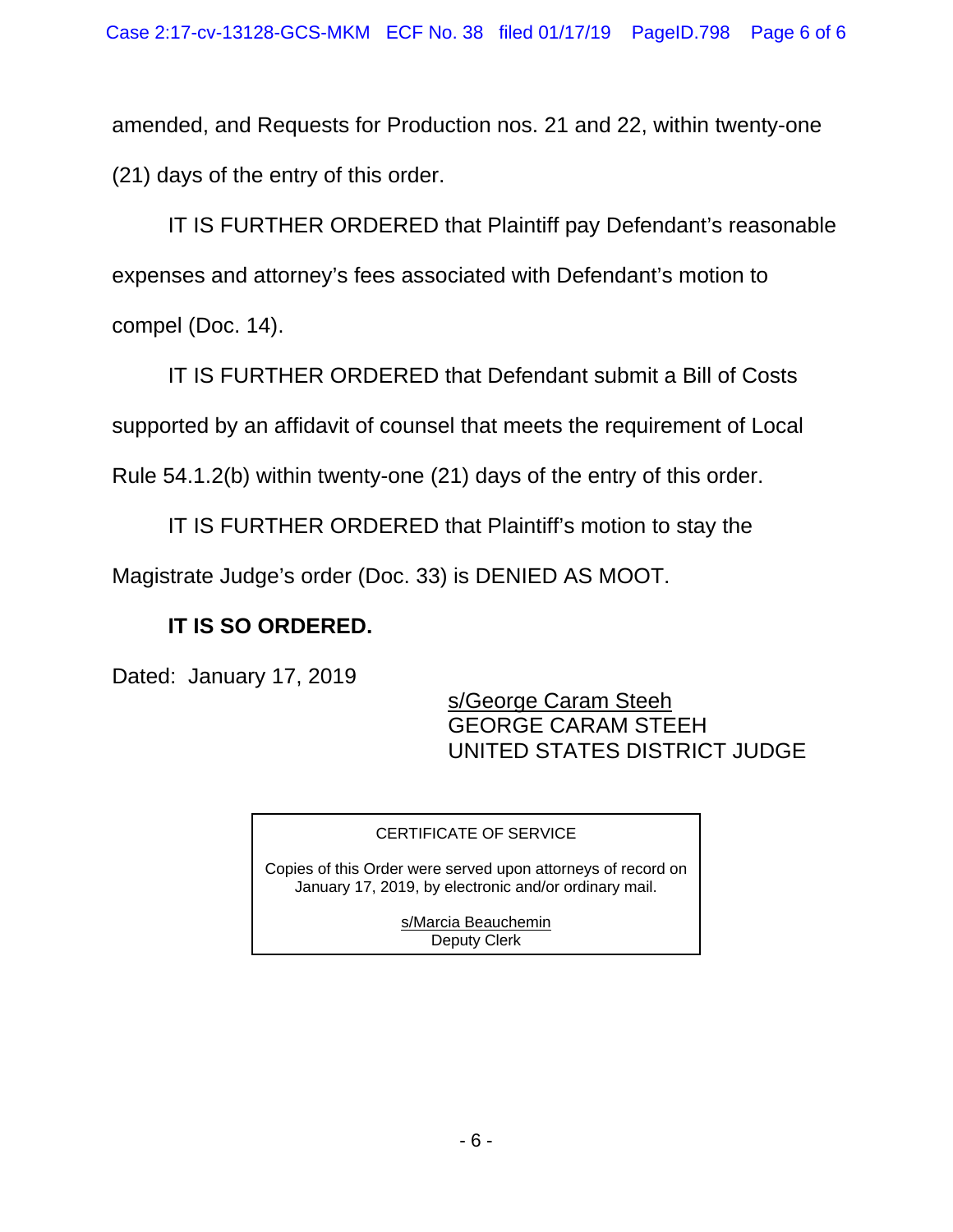amended, and Requests for Production nos. 21 and 22, within twenty-one (21) days of the entry of this order.

IT IS FURTHER ORDERED that Plaintiff pay Defendant's reasonable expenses and attorney's fees associated with Defendant's motion to compel (Doc. 14).

IT IS FURTHER ORDERED that Defendant submit a Bill of Costs supported by an affidavit of counsel that meets the requirement of Local Rule 54.1.2(b) within twenty-one (21) days of the entry of this order.

IT IS FURTHER ORDERED that Plaintiff's motion to stay the Magistrate Judge's order (Doc. 33) is DENIED AS MOOT.

**IT IS SO ORDERED.**

Dated: January 17, 2019

s/George Caram Steeh
GEORGE CARAM STEEH
UNITED STATES DISTRICT JUDGE

CERTIFICATE OF SERVICE

Copies of this Order were served upon attorneys of record on January 17, 2019, by electronic and/or ordinary mail.

s/Marcia Beauchemin
Deputy Clerk